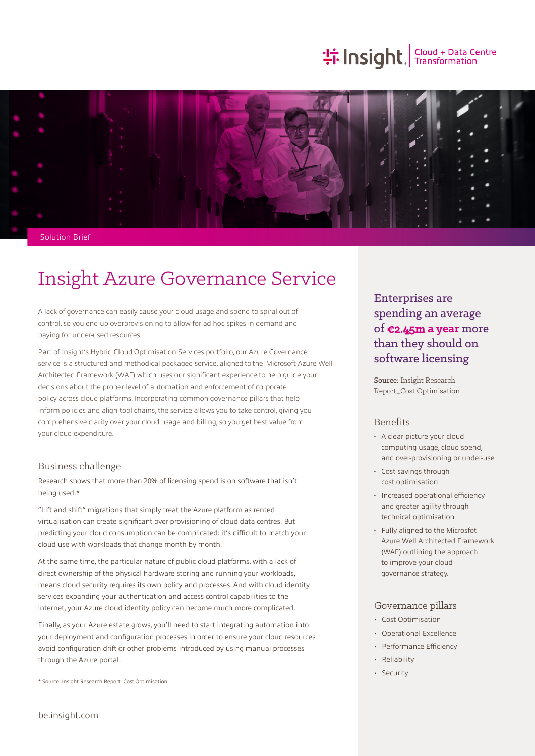Insight | Cloud + Data Centre Transformation

Solution Brief

# Insight Azure Governance Service

A lack of governance can easily cause your cloud usage and spend to spiral out of control, so you end up overprovisioning to allow for ad hoc spikes in demand and paying for under-used resources.

Part of Insight's Hybrid Cloud Optimisation Services portfolio, our Azure Governance service is a structured and methodical packaged service, aligned to the Microsoft Azure Well Architected Framework (WAF) which uses our significant experience to help guide your decisions about the proper level of automation and enforcement of corporate policy across cloud platforms. Incorporating common governance pillars that help inform policies and align tool-chains, the service allows you to take control, giving you comprehensive clarity over your cloud usage and billing, so you get best value from your cloud expenditure.

## Business challenge

Research shows that more than 20% of licensing spend is on software that isn't being used.*

"Lift and shift" migrations that simply treat the Azure platform as rented virtualisation can create significant over-provisioning of cloud data centres. But predicting your cloud consumption can be complicated: it's difficult to match your cloud use with workloads that change month by month.

At the same time, the particular nature of public cloud platforms, with a lack of direct ownership of the physical hardware storing and running your workloads, means cloud security requires its own policy and processes. And with cloud identity services expanding your authentication and access control capabilities to the internet, your Azure cloud identity policy can become much more complicated.

Finally, as your Azure estate grows, you'll need to start integrating automation into your deployment and configuration processes in order to ensure your cloud resources avoid configuration drift or other problems introduced by using manual processes through the Azure portal.

\* Source: Insight Research Report_Cost Optimisation

be.insight.com

**Enterprises are spending an average of €2.45m a year more than they should on software licensing**

**Source:** Insight Research Report_Cost Optimisation

## Benefits

- A clear picture your cloud computing usage, cloud spend, and over-provisioning or under-use
- Cost savings through cost optimisation
- Increased operational efficiency and greater agility through technical optimisation
- Fully aligned to the Microsfot Azure Well Architected Framework (WAF) outlining the approach to improve your cloud governance strategy.

## Governance pillars

- Cost Optimisation
- Operational Excellence
- Performance Efficiency
- Reliability
- Security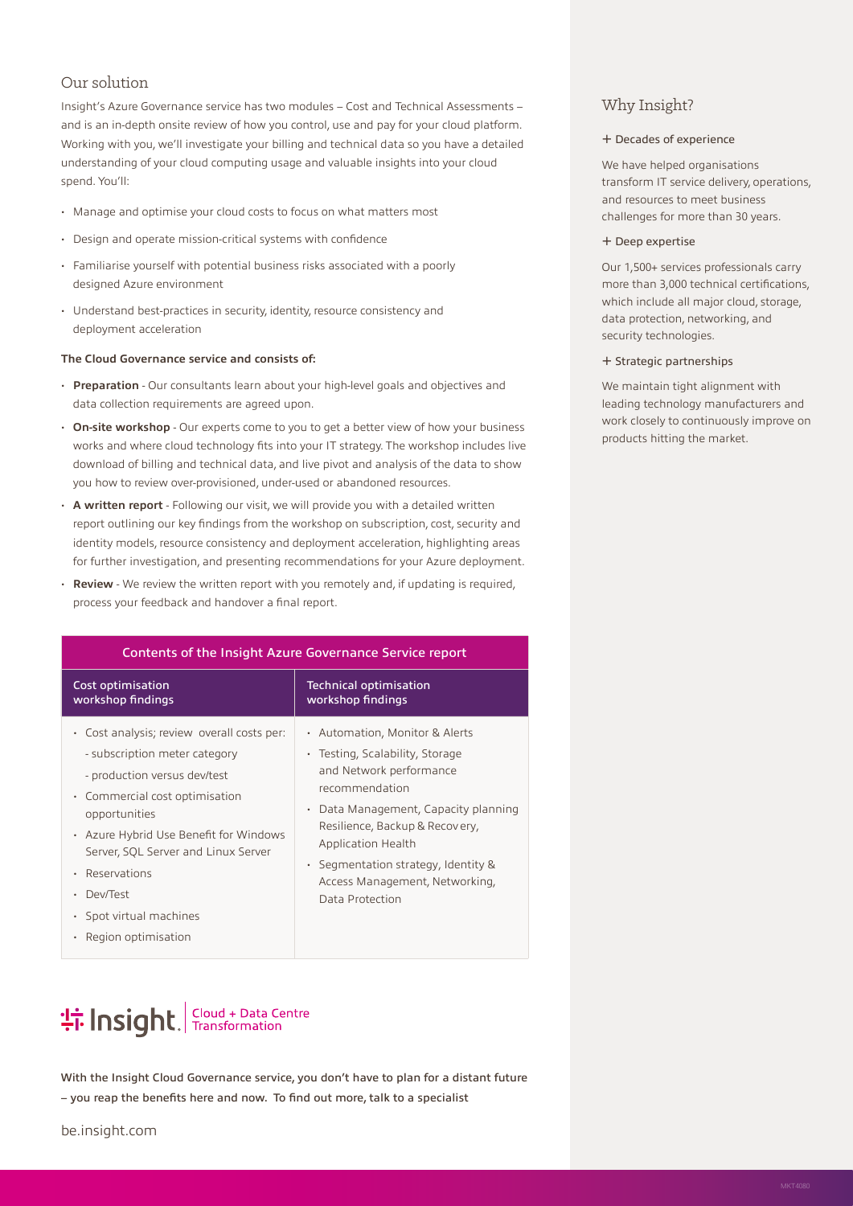## Our solution

Insight's Azure Governance service has two modules – Cost and Technical Assessments – and is an in-depth onsite review of how you control, use and pay for your cloud platform. Working with you, we'll investigate your billing and technical data so you have a detailed understanding of your cloud computing usage and valuable insights into your cloud spend. You'll:

- Manage and optimise your cloud costs to focus on what matters most
- Design and operate mission-critical systems with confidence
- Familiarise yourself with potential business risks associated with a poorly designed Azure environment
- Understand best-practices in security, identity, resource consistency and deployment acceleration

**The Cloud Governance service and consists of:**

- **Preparation** - Our consultants learn about your high-level goals and objectives and data collection requirements are agreed upon.
- **On-site workshop** - Our experts come to you to get a better view of how your business works and where cloud technology fits into your IT strategy. The workshop includes live download of billing and technical data, and live pivot and analysis of the data to show you how to review over-provisioned, under-used or abandoned resources.
- **A written report** - Following our visit, we will provide you with a detailed written report outlining our key findings from the workshop on subscription, cost, security and identity models, resource consistency and deployment acceleration, highlighting areas for further investigation, and presenting recommendations for your Azure deployment.
- **Review** - We review the written report with you remotely and, if updating is required, process your feedback and handover a final report.

| Contents of the Insight Azure Governance Service report | |
|---|---|
| **Cost optimisation workshop findings** | **Technical optimisation workshop findings** |
| • Cost analysis; review overall costs per:<br>- subscription meter category<br>- production versus dev/test<br>• Commercial cost optimisation opportunities<br>• Azure Hybrid Use Benefit for Windows Server, SQL Server and Linux Server<br>• Reservations<br>• Dev/Test<br>• Spot virtual machines<br>• Region optimisation | • Automation, Monitor & Alerts<br>• Testing, Scalability, Storage and Network performance recommendation<br>• Data Management, Capacity planning Resilience, Backup & Recovery, Application Health<br>• Segmentation strategy, Identity & Access Management, Networking, Data Protection |

Insight. | Cloud + Data Centre Transformation

With the Insight Cloud Governance service, you don't have to plan for a distant future – you reap the benefits here and now. To find out more, talk to a specialist

be.insight.com

## Why Insight?

**+ Decades of experience**

We have helped organisations transform IT service delivery, operations, and resources to meet business challenges for more than 30 years.

**+ Deep expertise**

Our 1,500+ services professionals carry more than 3,000 technical certifications, which include all major cloud, storage, data protection, networking, and security technologies.

**+ Strategic partnerships**

We maintain tight alignment with leading technology manufacturers and work closely to continuously improve on products hitting the market.

MKT4080